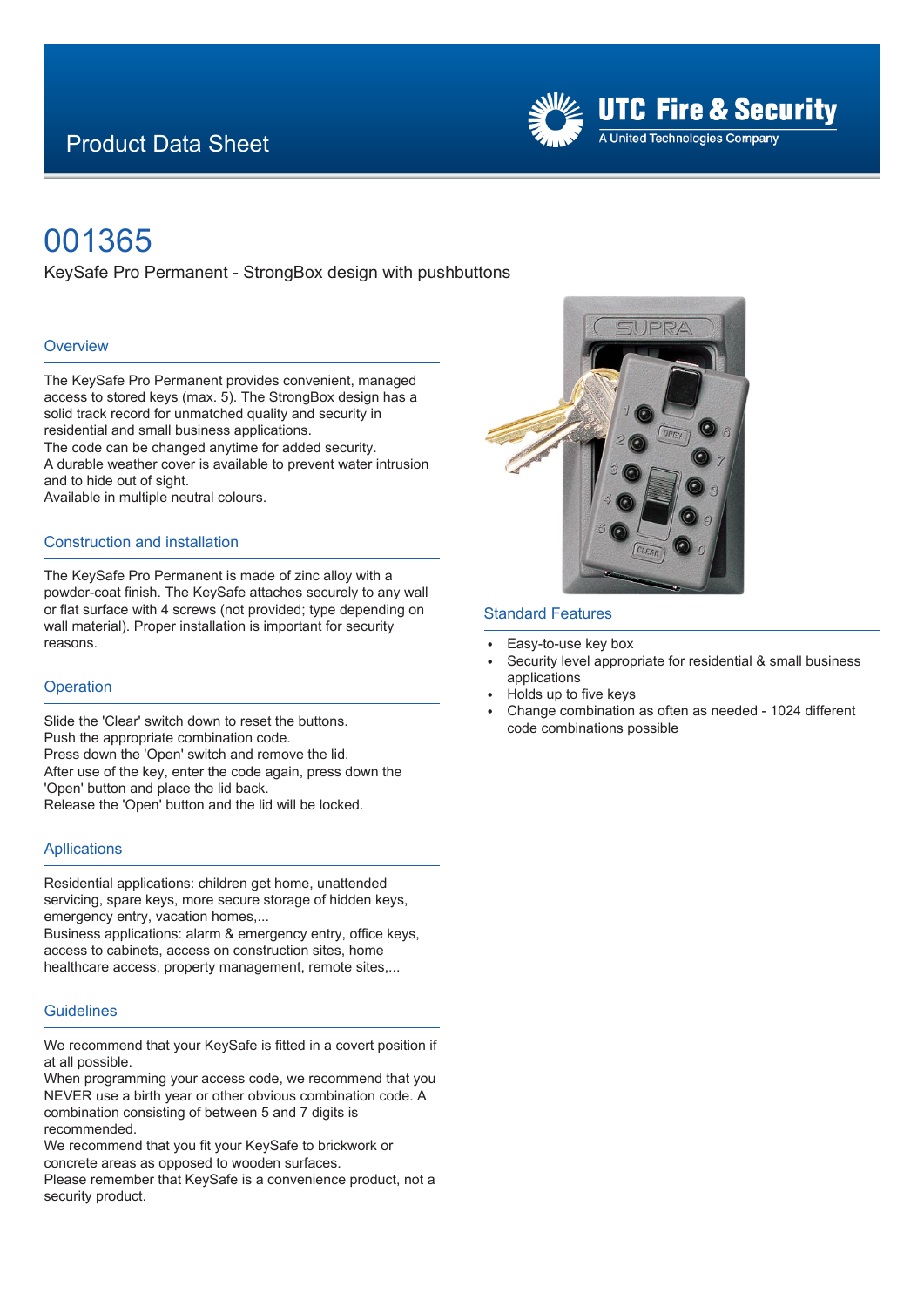Product Data Sheet

UTC Fire & Security
A United Technologies Company

# 001365

KeySafe Pro Permanent - StrongBox design with pushbuttons

## Overview

The KeySafe Pro Permanent provides convenient, managed access to stored keys (max. 5). The StrongBox design has a solid track record for unmatched quality and security in residential and small business applications.
The code can be changed anytime for added security.
A durable weather cover is available to prevent water intrusion and to hide out of sight.
Available in multiple neutral colours.

## Construction and installation

The KeySafe Pro Permanent is made of zinc alloy with a powder-coat finish. The KeySafe attaches securely to any wall or flat surface with 4 screws (not provided; type depending on wall material). Proper installation is important for security reasons.

## Operation

Slide the 'Clear' switch down to reset the buttons.
Push the appropriate combination code.
Press down the 'Open' switch and remove the lid.
After use of the key, enter the code again, press down the 'Open' button and place the lid back.
Release the 'Open' button and the lid will be locked.

## Apllications

Residential applications: children get home, unattended servicing, spare keys, more secure storage of hidden keys, emergency entry, vacation homes,...
Business applications: alarm & emergency entry, office keys, access to cabinets, access on construction sites, home healthcare access, property management, remote sites,...

## Guidelines

We recommend that your KeySafe is fitted in a covert position if at all possible.
When programming your access code, we recommend that you NEVER use a birth year or other obvious combination code. A combination consisting of between 5 and 7 digits is recommended.
We recommend that you fit your KeySafe to brickwork or concrete areas as opposed to wooden surfaces.
Please remember that KeySafe is a convenience product, not a security product.

## Standard Features

- Easy-to-use key box
- Security level appropriate for residential & small business applications
- Holds up to five keys
- Change combination as often as needed - 1024 different code combinations possible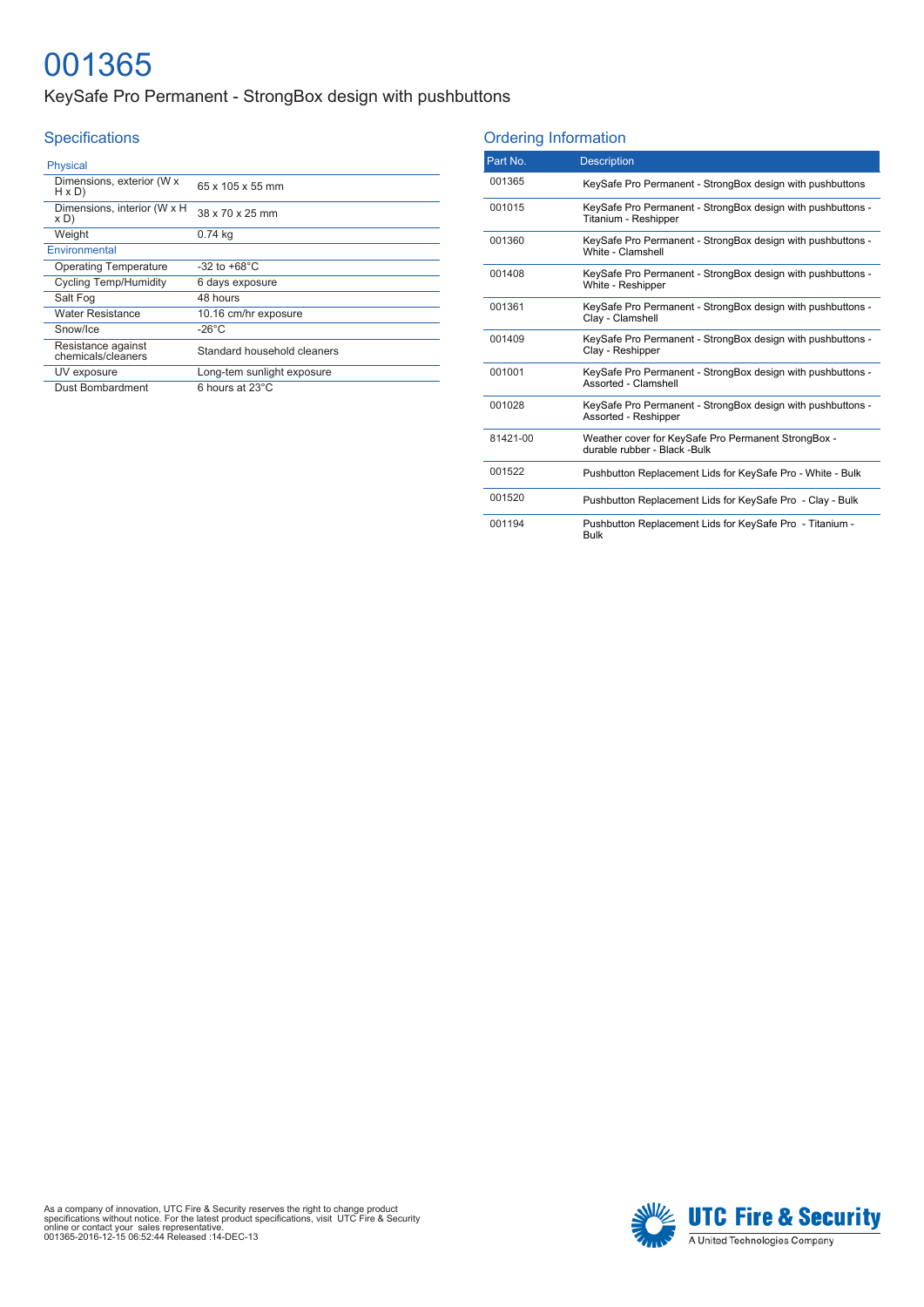# 001365

KeySafe Pro Permanent - StrongBox design with pushbuttons

## Specifications

| | |
|---|---|
| **Physical** | |
| Dimensions, exterior (W x H x D) | 65 x 105 x 55 mm |
| Dimensions, interior (W x H x D) | 38 x 70 x 25 mm |
| Weight | 0.74 kg |
| **Environmental** | |
| Operating Temperature | -32 to +68°C |
| Cycling Temp/Humidity | 6 days exposure |
| Salt Fog | 48 hours |
| Water Resistance | 10.16 cm/hr exposure |
| Snow/Ice | -26°C |
| Resistance against chemicals/cleaners | Standard household cleaners |
| UV exposure | Long-tem sunlight exposure |
| Dust Bombardment | 6 hours at 23°C |

## Ordering Information

| Part No. | Description |
|---|---|
| 001365 | KeySafe Pro Permanent - StrongBox design with pushbuttons |
| 001015 | KeySafe Pro Permanent - StrongBox design with pushbuttons - Titanium - Reshipper |
| 001360 | KeySafe Pro Permanent - StrongBox design with pushbuttons - White - Clamshell |
| 001408 | KeySafe Pro Permanent - StrongBox design with pushbuttons - White - Reshipper |
| 001361 | KeySafe Pro Permanent - StrongBox design with pushbuttons - Clay - Clamshell |
| 001409 | KeySafe Pro Permanent - StrongBox design with pushbuttons - Clay - Reshipper |
| 001001 | KeySafe Pro Permanent - StrongBox design with pushbuttons - Assorted - Clamshell |
| 001028 | KeySafe Pro Permanent - StrongBox design with pushbuttons - Assorted - Reshipper |
| 81421-00 | Weather cover for KeySafe Pro Permanent StrongBox - durable rubber - Black -Bulk |
| 001522 | Pushbutton Replacement Lids for KeySafe Pro - White - Bulk |
| 001520 | Pushbutton Replacement Lids for KeySafe Pro - Clay - Bulk |
| 001194 | Pushbutton Replacement Lids for KeySafe Pro - Titanium - Bulk |

As a company of innovation, UTC Fire & Security reserves the right to change product specifications without notice. For the latest product specifications, visit UTC Fire & Security online or contact your sales representative.
001365-2016-12-15 06:52:44 Released :14-DEC-13

UTC Fire & Security
A United Technologies Company